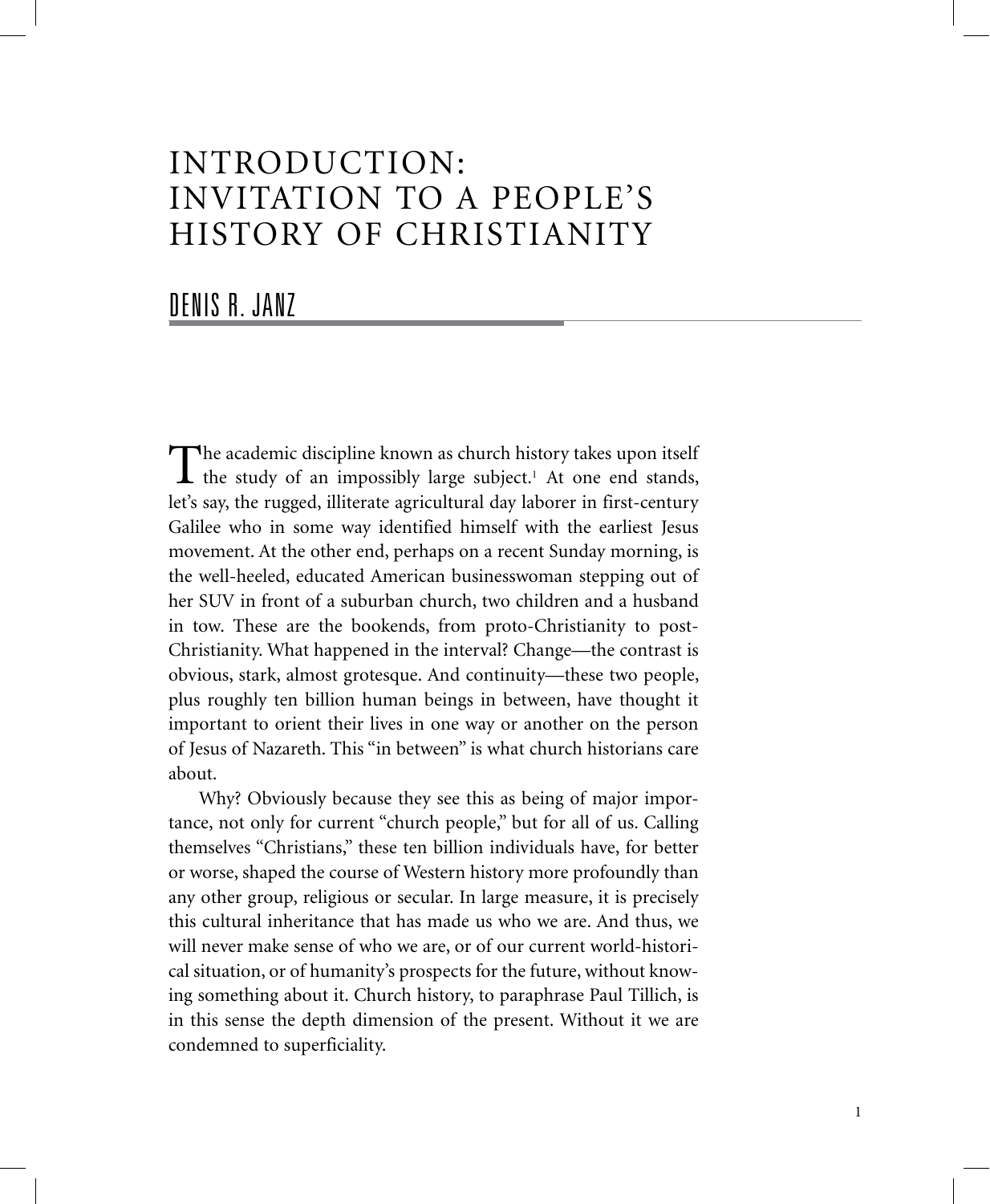# INTRODUCTION: INVITATION TO A PEOPLE'S HISTORY OF CHRISTIANITY

## DENIS R. JANZ

The academic discipline known as church history takes upon itself the study of an impossibly large subject.[1] At one end stands, let's say, the rugged, illiterate agricultural day laborer in first-century Galilee who in some way identified himself with the earliest Jesus movement. At the other end, perhaps on a recent Sunday morning, is the well-heeled, educated American businesswoman stepping out of her SUV in front of a suburban church, two children and a husband in tow. These are the bookends, from proto-Christianity to post-Christianity. What happened in the interval? Change—the contrast is obvious, stark, almost grotesque. And continuity—these two people, plus roughly ten billion human beings in between, have thought it important to orient their lives in one way or another on the person of Jesus of Nazareth. This "in between" is what church historians care about.

Why? Obviously because they see this as being of major importance, not only for current "church people," but for all of us. Calling themselves "Christians," these ten billion individuals have, for better or worse, shaped the course of Western history more profoundly than any other group, religious or secular. In large measure, it is precisely this cultural inheritance that has made us who we are. And thus, we will never make sense of who we are, or of our current world-historical situation, or of humanity's prospects for the future, without knowing something about it. Church history, to paraphrase Paul Tillich, is in this sense the depth dimension of the present. Without it we are condemned to superficiality.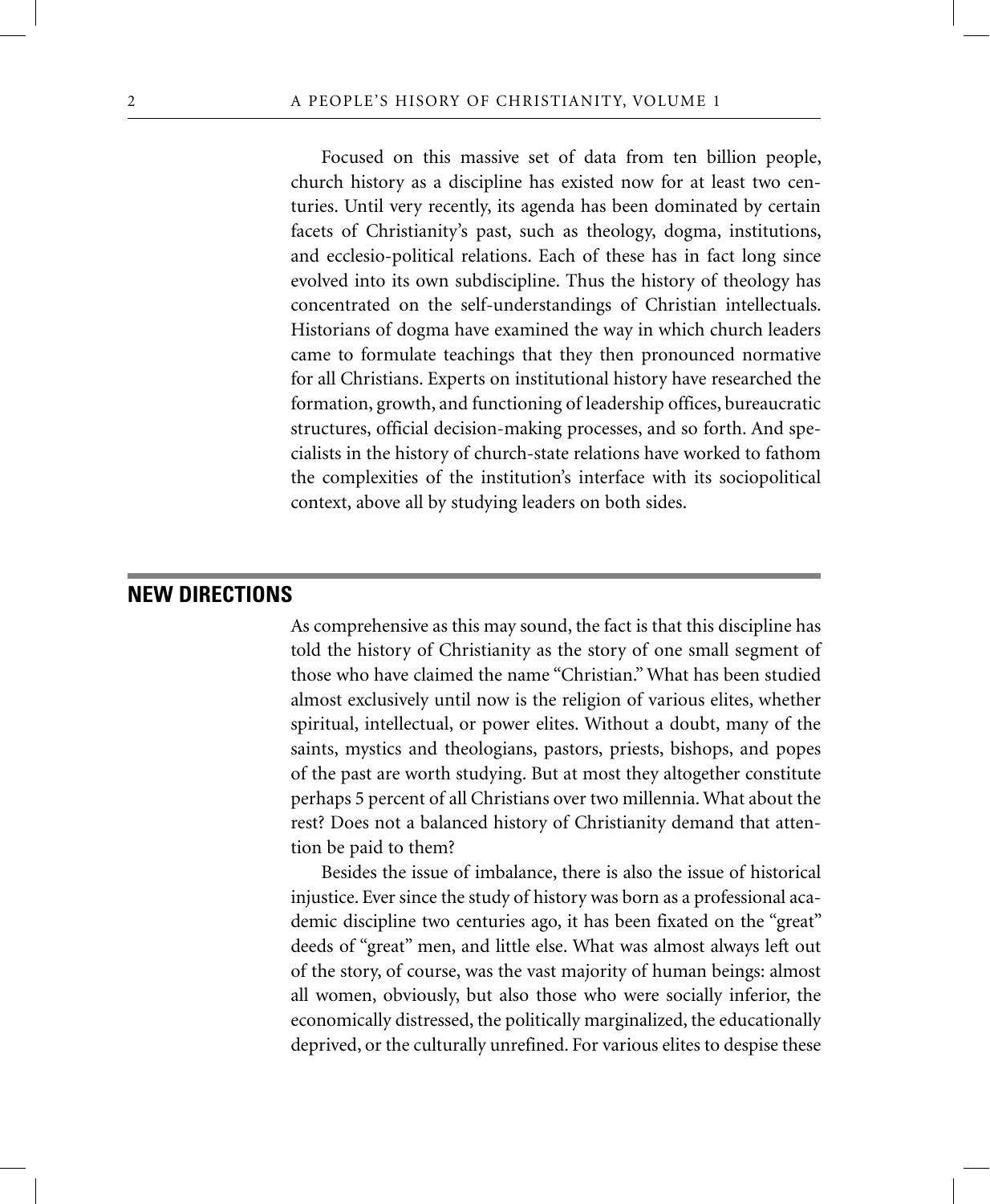Focused on this massive set of data from ten billion people, church history as a discipline has existed now for at least two centuries. Until very recently, its agenda has been dominated by certain facets of Christianity's past, such as theology, dogma, institutions, and ecclesio-political relations. Each of these has in fact long since evolved into its own subdiscipline. Thus the history of theology has concentrated on the self-understandings of Christian intellectuals. Historians of dogma have examined the way in which church leaders came to formulate teachings that they then pronounced normative for all Christians. Experts on institutional history have researched the formation, growth, and functioning of leadership offices, bureaucratic structures, official decision-making processes, and so forth. And specialists in the history of church-state relations have worked to fathom the complexities of the institution's interface with its sociopolitical context, above all by studying leaders on both sides.

## NEW DIRECTIONS

As comprehensive as this may sound, the fact is that this discipline has told the history of Christianity as the story of one small segment of those who have claimed the name "Christian." What has been studied almost exclusively until now is the religion of various elites, whether spiritual, intellectual, or power elites. Without a doubt, many of the saints, mystics and theologians, pastors, priests, bishops, and popes of the past are worth studying. But at most they altogether constitute perhaps 5 percent of all Christians over two millennia. What about the rest? Does not a balanced history of Christianity demand that attention be paid to them?

Besides the issue of imbalance, there is also the issue of historical injustice. Ever since the study of history was born as a professional academic discipline two centuries ago, it has been fixated on the "great" deeds of "great" men, and little else. What was almost always left out of the story, of course, was the vast majority of human beings: almost all women, obviously, but also those who were socially inferior, the economically distressed, the politically marginalized, the educationally deprived, or the culturally unrefined. For various elites to despise these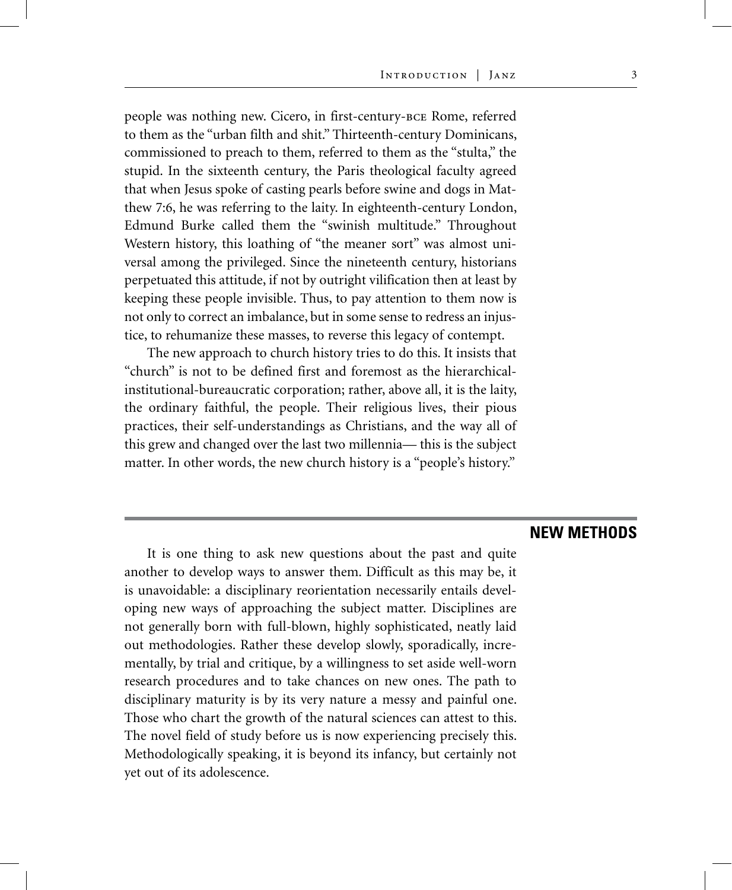people was nothing new. Cicero, in first-century-BCE Rome, referred to them as the "urban filth and shit." Thirteenth-century Dominicans, commissioned to preach to them, referred to them as the "stulta," the stupid. In the sixteenth century, the Paris theological faculty agreed that when Jesus spoke of casting pearls before swine and dogs in Matthew 7:6, he was referring to the laity. In eighteenth-century London, Edmund Burke called them the "swinish multitude." Throughout Western history, this loathing of "the meaner sort" was almost universal among the privileged. Since the nineteenth century, historians perpetuated this attitude, if not by outright vilification then at least by keeping these people invisible. Thus, to pay attention to them now is not only to correct an imbalance, but in some sense to redress an injustice, to rehumanize these masses, to reverse this legacy of contempt.

The new approach to church history tries to do this. It insists that "church" is not to be defined first and foremost as the hierarchical-institutional-bureaucratic corporation; rather, above all, it is the laity, the ordinary faithful, the people. Their religious lives, their pious practices, their self-understandings as Christians, and the way all of this grew and changed over the last two millennia— this is the subject matter. In other words, the new church history is a "people's history."

## NEW METHODS

It is one thing to ask new questions about the past and quite another to develop ways to answer them. Difficult as this may be, it is unavoidable: a disciplinary reorientation necessarily entails developing new ways of approaching the subject matter. Disciplines are not generally born with full-blown, highly sophisticated, neatly laid out methodologies. Rather these develop slowly, sporadically, incrementally, by trial and critique, by a willingness to set aside well-worn research procedures and to take chances on new ones. The path to disciplinary maturity is by its very nature a messy and painful one. Those who chart the growth of the natural sciences can attest to this. The novel field of study before us is now experiencing precisely this. Methodologically speaking, it is beyond its infancy, but certainly not yet out of its adolescence.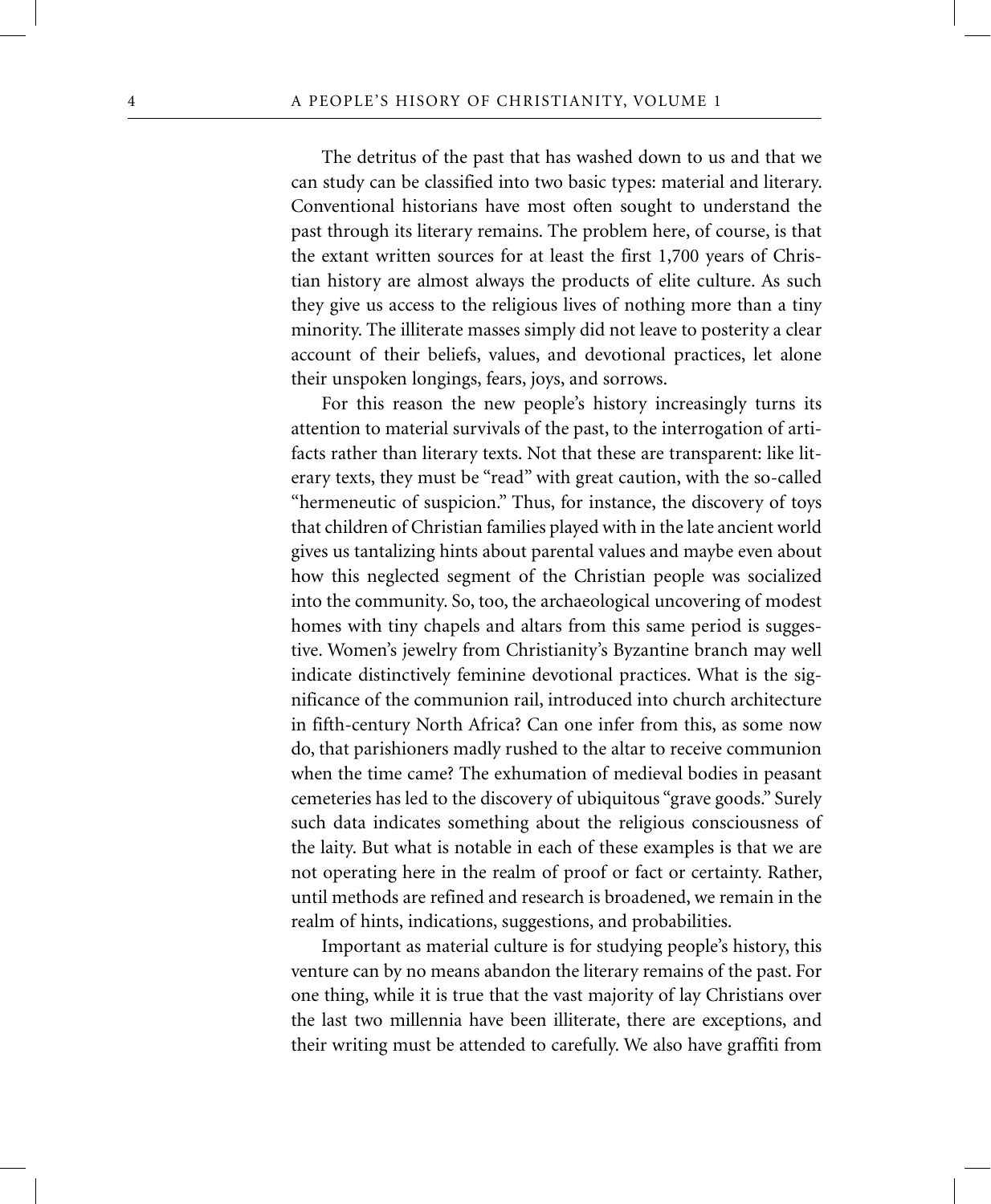The detritus of the past that has washed down to us and that we can study can be classified into two basic types: material and literary. Conventional historians have most often sought to understand the past through its literary remains. The problem here, of course, is that the extant written sources for at least the first 1,700 years of Christian history are almost always the products of elite culture. As such they give us access to the religious lives of nothing more than a tiny minority. The illiterate masses simply did not leave to posterity a clear account of their beliefs, values, and devotional practices, let alone their unspoken longings, fears, joys, and sorrows.

For this reason the new people's history increasingly turns its attention to material survivals of the past, to the interrogation of artifacts rather than literary texts. Not that these are transparent: like literary texts, they must be "read" with great caution, with the so-called "hermeneutic of suspicion." Thus, for instance, the discovery of toys that children of Christian families played with in the late ancient world gives us tantalizing hints about parental values and maybe even about how this neglected segment of the Christian people was socialized into the community. So, too, the archaeological uncovering of modest homes with tiny chapels and altars from this same period is suggestive. Women's jewelry from Christianity's Byzantine branch may well indicate distinctively feminine devotional practices. What is the significance of the communion rail, introduced into church architecture in fifth-century North Africa? Can one infer from this, as some now do, that parishioners madly rushed to the altar to receive communion when the time came? The exhumation of medieval bodies in peasant cemeteries has led to the discovery of ubiquitous "grave goods." Surely such data indicates something about the religious consciousness of the laity. But what is notable in each of these examples is that we are not operating here in the realm of proof or fact or certainty. Rather, until methods are refined and research is broadened, we remain in the realm of hints, indications, suggestions, and probabilities.

Important as material culture is for studying people's history, this venture can by no means abandon the literary remains of the past. For one thing, while it is true that the vast majority of lay Christians over the last two millennia have been illiterate, there are exceptions, and their writing must be attended to carefully. We also have graffiti from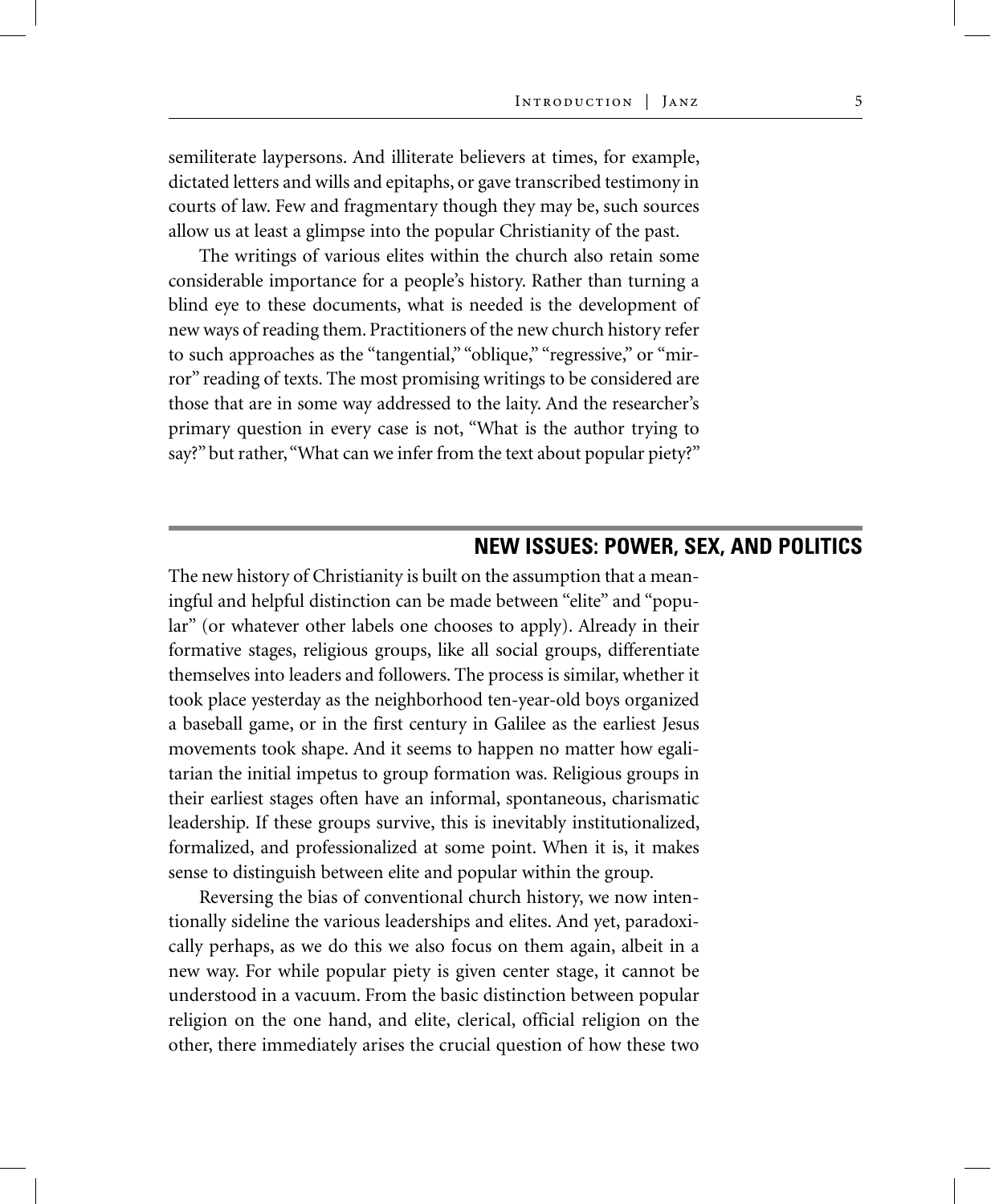semiliterate laypersons. And illiterate believers at times, for example, dictated letters and wills and epitaphs, or gave transcribed testimony in courts of law. Few and fragmentary though they may be, such sources allow us at least a glimpse into the popular Christianity of the past.

The writings of various elites within the church also retain some considerable importance for a people's history. Rather than turning a blind eye to these documents, what is needed is the development of new ways of reading them. Practitioners of the new church history refer to such approaches as the "tangential," "oblique," "regressive," or "mirror" reading of texts. The most promising writings to be considered are those that are in some way addressed to the laity. And the researcher's primary question in every case is not, "What is the author trying to say?" but rather, "What can we infer from the text about popular piety?"

## NEW ISSUES: POWER, SEX, AND POLITICS

The new history of Christianity is built on the assumption that a meaningful and helpful distinction can be made between "elite" and "popular" (or whatever other labels one chooses to apply). Already in their formative stages, religious groups, like all social groups, differentiate themselves into leaders and followers. The process is similar, whether it took place yesterday as the neighborhood ten-year-old boys organized a baseball game, or in the first century in Galilee as the earliest Jesus movements took shape. And it seems to happen no matter how egalitarian the initial impetus to group formation was. Religious groups in their earliest stages often have an informal, spontaneous, charismatic leadership. If these groups survive, this is inevitably institutionalized, formalized, and professionalized at some point. When it is, it makes sense to distinguish between elite and popular within the group.

Reversing the bias of conventional church history, we now intentionally sideline the various leaderships and elites. And yet, paradoxically perhaps, as we do this we also focus on them again, albeit in a new way. For while popular piety is given center stage, it cannot be understood in a vacuum. From the basic distinction between popular religion on the one hand, and elite, clerical, official religion on the other, there immediately arises the crucial question of how these two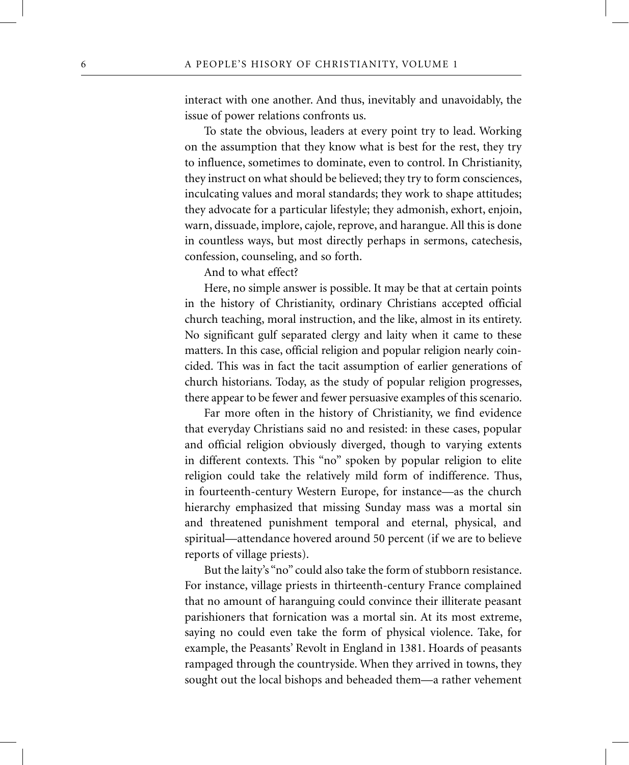interact with one another. And thus, inevitably and unavoidably, the issue of power relations confronts us.

To state the obvious, leaders at every point try to lead. Working on the assumption that they know what is best for the rest, they try to influence, sometimes to dominate, even to control. In Christianity, they instruct on what should be believed; they try to form consciences, inculcating values and moral standards; they work to shape attitudes; they advocate for a particular lifestyle; they admonish, exhort, enjoin, warn, dissuade, implore, cajole, reprove, and harangue. All this is done in countless ways, but most directly perhaps in sermons, catechesis, confession, counseling, and so forth.

And to what effect?

Here, no simple answer is possible. It may be that at certain points in the history of Christianity, ordinary Christians accepted official church teaching, moral instruction, and the like, almost in its entirety. No significant gulf separated clergy and laity when it came to these matters. In this case, official religion and popular religion nearly coincided. This was in fact the tacit assumption of earlier generations of church historians. Today, as the study of popular religion progresses, there appear to be fewer and fewer persuasive examples of this scenario.

Far more often in the history of Christianity, we find evidence that everyday Christians said no and resisted: in these cases, popular and official religion obviously diverged, though to varying extents in different contexts. This "no" spoken by popular religion to elite religion could take the relatively mild form of indifference. Thus, in fourteenth-century Western Europe, for instance—as the church hierarchy emphasized that missing Sunday mass was a mortal sin and threatened punishment temporal and eternal, physical, and spiritual—attendance hovered around 50 percent (if we are to believe reports of village priests).

But the laity's "no" could also take the form of stubborn resistance. For instance, village priests in thirteenth-century France complained that no amount of haranguing could convince their illiterate peasant parishioners that fornication was a mortal sin. At its most extreme, saying no could even take the form of physical violence. Take, for example, the Peasants' Revolt in England in 1381. Hoards of peasants rampaged through the countryside. When they arrived in towns, they sought out the local bishops and beheaded them—a rather vehement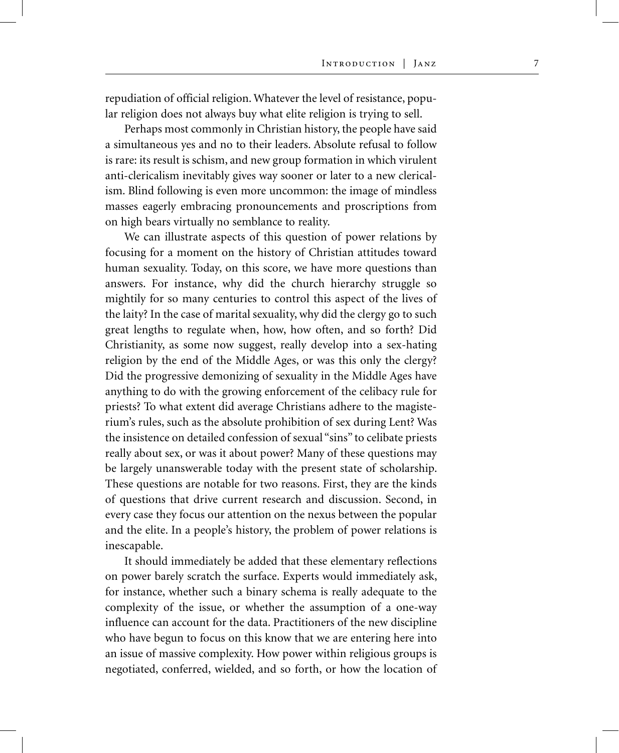repudiation of official religion. Whatever the level of resistance, popular religion does not always buy what elite religion is trying to sell.

Perhaps most commonly in Christian history, the people have said a simultaneous yes and no to their leaders. Absolute refusal to follow is rare: its result is schism, and new group formation in which virulent anti-clericalism inevitably gives way sooner or later to a new clericalism. Blind following is even more uncommon: the image of mindless masses eagerly embracing pronouncements and proscriptions from on high bears virtually no semblance to reality.

We can illustrate aspects of this question of power relations by focusing for a moment on the history of Christian attitudes toward human sexuality. Today, on this score, we have more questions than answers. For instance, why did the church hierarchy struggle so mightily for so many centuries to control this aspect of the lives of the laity? In the case of marital sexuality, why did the clergy go to such great lengths to regulate when, how, how often, and so forth? Did Christianity, as some now suggest, really develop into a sex-hating religion by the end of the Middle Ages, or was this only the clergy? Did the progressive demonizing of sexuality in the Middle Ages have anything to do with the growing enforcement of the celibacy rule for priests? To what extent did average Christians adhere to the magisterium's rules, such as the absolute prohibition of sex during Lent? Was the insistence on detailed confession of sexual "sins" to celibate priests really about sex, or was it about power? Many of these questions may be largely unanswerable today with the present state of scholarship. These questions are notable for two reasons. First, they are the kinds of questions that drive current research and discussion. Second, in every case they focus our attention on the nexus between the popular and the elite. In a people's history, the problem of power relations is inescapable.

It should immediately be added that these elementary reflections on power barely scratch the surface. Experts would immediately ask, for instance, whether such a binary schema is really adequate to the complexity of the issue, or whether the assumption of a one-way influence can account for the data. Practitioners of the new discipline who have begun to focus on this know that we are entering here into an issue of massive complexity. How power within religious groups is negotiated, conferred, wielded, and so forth, or how the location of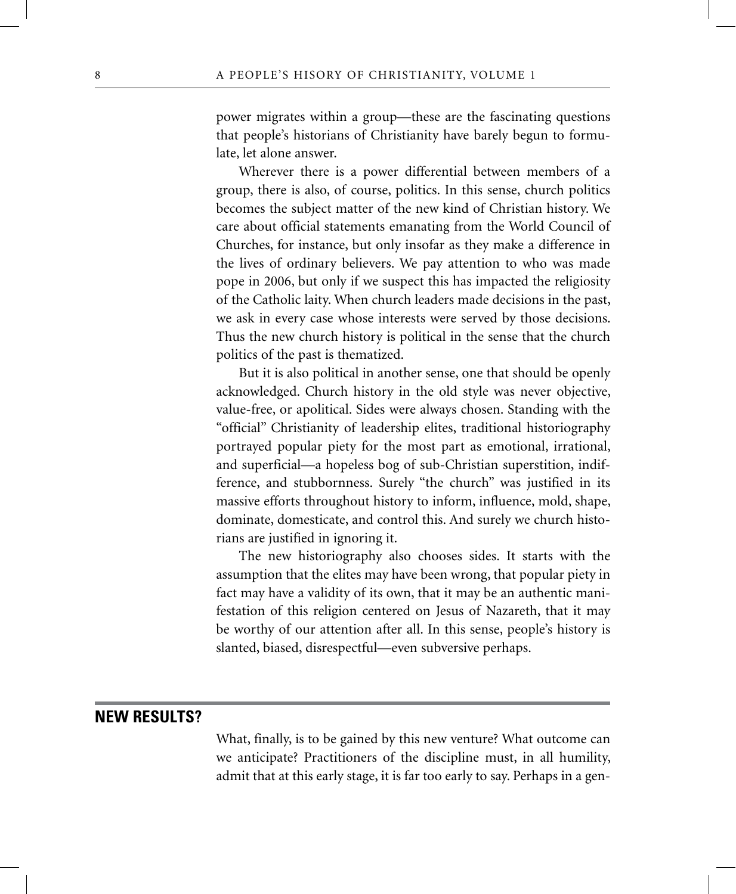power migrates within a group—these are the fascinating questions that people's historians of Christianity have barely begun to formulate, let alone answer.

Wherever there is a power differential between members of a group, there is also, of course, politics. In this sense, church politics becomes the subject matter of the new kind of Christian history. We care about official statements emanating from the World Council of Churches, for instance, but only insofar as they make a difference in the lives of ordinary believers. We pay attention to who was made pope in 2006, but only if we suspect this has impacted the religiosity of the Catholic laity. When church leaders made decisions in the past, we ask in every case whose interests were served by those decisions. Thus the new church history is political in the sense that the church politics of the past is thematized.

But it is also political in another sense, one that should be openly acknowledged. Church history in the old style was never objective, value-free, or apolitical. Sides were always chosen. Standing with the "official" Christianity of leadership elites, traditional historiography portrayed popular piety for the most part as emotional, irrational, and superficial—a hopeless bog of sub-Christian superstition, indifference, and stubbornness. Surely "the church" was justified in its massive efforts throughout history to inform, influence, mold, shape, dominate, domesticate, and control this. And surely we church historians are justified in ignoring it.

The new historiography also chooses sides. It starts with the assumption that the elites may have been wrong, that popular piety in fact may have a validity of its own, that it may be an authentic manifestation of this religion centered on Jesus of Nazareth, that it may be worthy of our attention after all. In this sense, people's history is slanted, biased, disrespectful—even subversive perhaps.

## NEW RESULTS?

What, finally, is to be gained by this new venture? What outcome can we anticipate? Practitioners of the discipline must, in all humility, admit that at this early stage, it is far too early to say. Perhaps in a gen-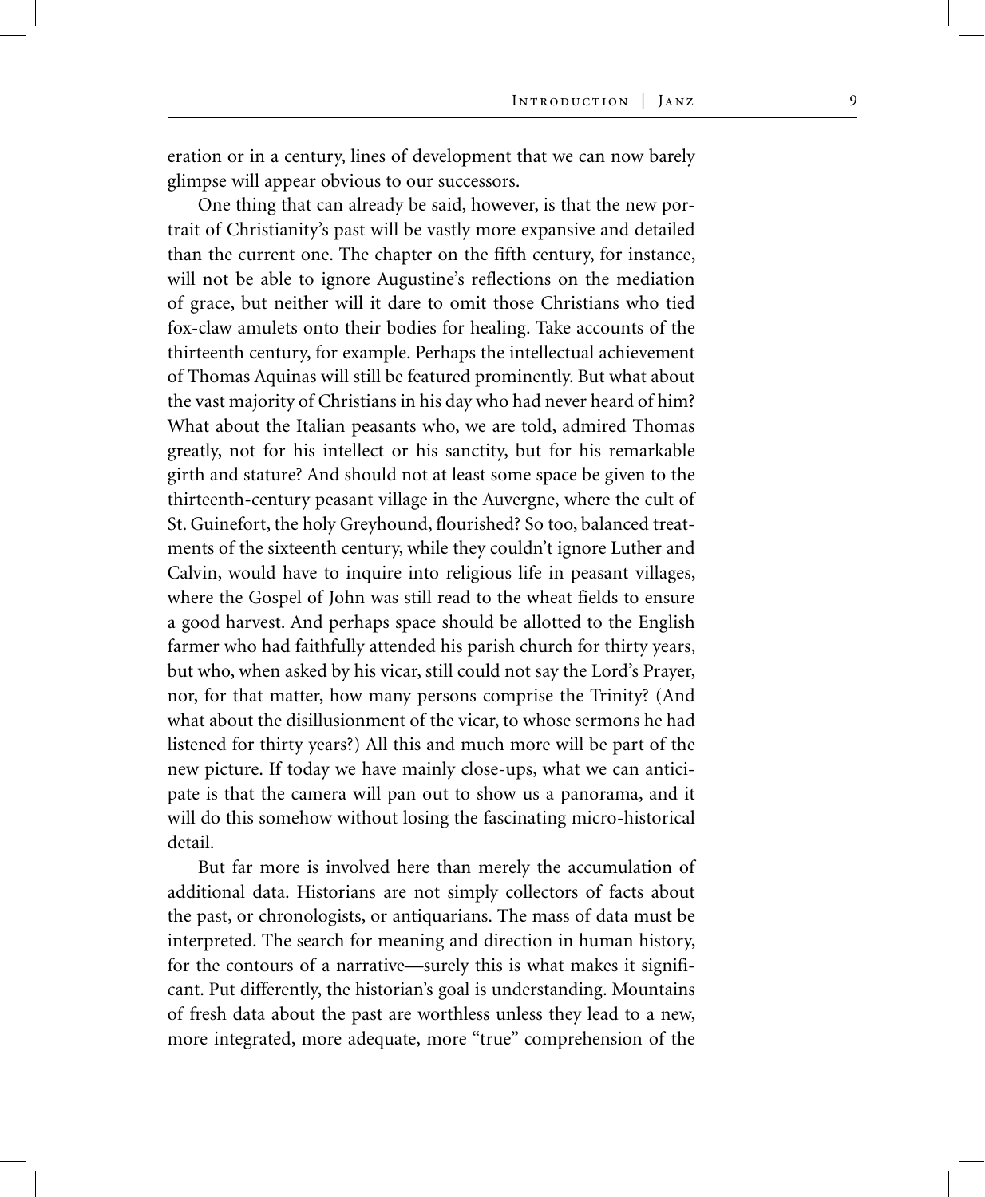eration or in a century, lines of development that we can now barely glimpse will appear obvious to our successors.

One thing that can already be said, however, is that the new portrait of Christianity's past will be vastly more expansive and detailed than the current one. The chapter on the fifth century, for instance, will not be able to ignore Augustine's reflections on the mediation of grace, but neither will it dare to omit those Christians who tied fox-claw amulets onto their bodies for healing. Take accounts of the thirteenth century, for example. Perhaps the intellectual achievement of Thomas Aquinas will still be featured prominently. But what about the vast majority of Christians in his day who had never heard of him? What about the Italian peasants who, we are told, admired Thomas greatly, not for his intellect or his sanctity, but for his remarkable girth and stature? And should not at least some space be given to the thirteenth-century peasant village in the Auvergne, where the cult of St. Guinefort, the holy Greyhound, flourished? So too, balanced treatments of the sixteenth century, while they couldn't ignore Luther and Calvin, would have to inquire into religious life in peasant villages, where the Gospel of John was still read to the wheat fields to ensure a good harvest. And perhaps space should be allotted to the English farmer who had faithfully attended his parish church for thirty years, but who, when asked by his vicar, still could not say the Lord's Prayer, nor, for that matter, how many persons comprise the Trinity? (And what about the disillusionment of the vicar, to whose sermons he had listened for thirty years?) All this and much more will be part of the new picture. If today we have mainly close-ups, what we can anticipate is that the camera will pan out to show us a panorama, and it will do this somehow without losing the fascinating micro-historical detail.

But far more is involved here than merely the accumulation of additional data. Historians are not simply collectors of facts about the past, or chronologists, or antiquarians. The mass of data must be interpreted. The search for meaning and direction in human history, for the contours of a narrative—surely this is what makes it significant. Put differently, the historian's goal is understanding. Mountains of fresh data about the past are worthless unless they lead to a new, more integrated, more adequate, more "true" comprehension of the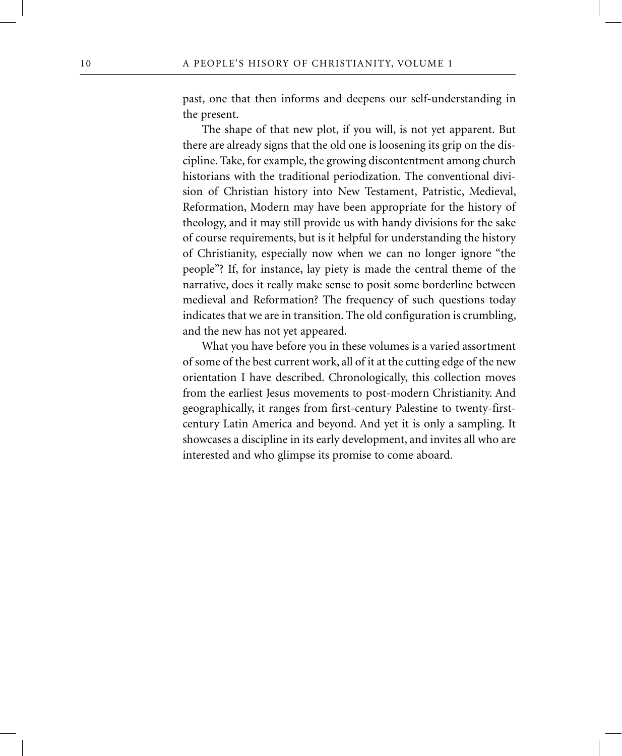past, one that then informs and deepens our self-understanding in the present.

The shape of that new plot, if you will, is not yet apparent. But there are already signs that the old one is loosening its grip on the discipline. Take, for example, the growing discontentment among church historians with the traditional periodization. The conventional division of Christian history into New Testament, Patristic, Medieval, Reformation, Modern may have been appropriate for the history of theology, and it may still provide us with handy divisions for the sake of course requirements, but is it helpful for understanding the history of Christianity, especially now when we can no longer ignore "the people"? If, for instance, lay piety is made the central theme of the narrative, does it really make sense to posit some borderline between medieval and Reformation? The frequency of such questions today indicates that we are in transition. The old configuration is crumbling, and the new has not yet appeared.

What you have before you in these volumes is a varied assortment of some of the best current work, all of it at the cutting edge of the new orientation I have described. Chronologically, this collection moves from the earliest Jesus movements to post-modern Christianity. And geographically, it ranges from first-century Palestine to twenty-first-century Latin America and beyond. And yet it is only a sampling. It showcases a discipline in its early development, and invites all who are interested and who glimpse its promise to come aboard.